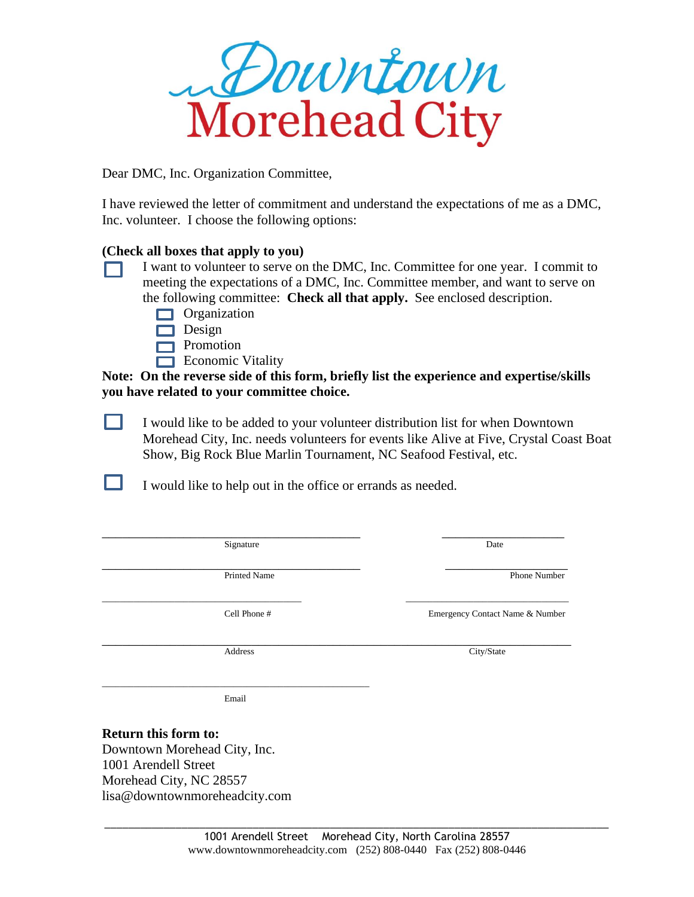# Downtown Morehead City

Dear DMC, Inc. Organization Committee,

I have reviewed the letter of commitment and understand the expectations of me as a DMC, Inc. volunteer. I choose the following options:

**(Check all boxes that apply to you)**

- ☐ I want to volunteer to serve on the DMC, Inc. Committee for one year. I commit to meeting the expectations of a DMC, Inc. Committee member, and want to serve on the following committee: **Check all that apply.** See enclosed description.
  - ☐ Organization
  - ☐ Design
  - ☐ Promotion
  - ☐ Economic Vitality

**Note: On the reverse side of this form, briefly list the experience and expertise/skills you have related to your committee choice.**

- ☐ I would like to be added to your volunteer distribution list for when Downtown Morehead City, Inc. needs volunteers for events like Alive at Five, Crystal Coast Boat Show, Big Rock Blue Marlin Tournament, NC Seafood Festival, etc.

- ☐ I would like to help out in the office or errands as needed.

\_\_\_\_\_\_\_\_\_\_\_\_\_\_\_\_\_\_\_\_\_\_\_\_\_\_\_\_\_\_\_\_\_\_\_\_ Signature

\_\_\_\_\_\_\_\_\_\_\_\_\_\_\_\_\_ Date

\_\_\_\_\_\_\_\_\_\_\_\_\_\_\_\_\_\_\_\_\_\_\_\_\_\_\_\_\_\_\_\_\_\_\_\_ Printed Name

\_\_\_\_\_\_\_\_\_\_\_\_\_\_\_\_\_ Phone Number

\_\_\_\_\_\_\_\_\_\_\_\_\_\_\_\_\_\_\_\_\_\_\_\_\_\_\_\_\_\_\_\_\_\_\_\_ Cell Phone #

\_\_\_\_\_\_\_\_\_\_\_\_\_\_\_\_\_ Emergency Contact Name & Number

\_\_\_\_\_\_\_\_\_\_\_\_\_\_\_\_\_\_\_\_\_\_\_\_\_\_\_\_\_\_\_\_\_\_\_\_ Address

\_\_\_\_\_\_\_\_\_\_\_\_\_\_\_\_\_ City/State

\_\_\_\_\_\_\_\_\_\_\_\_\_\_\_\_\_\_\_\_\_\_\_\_\_\_\_\_\_\_\_\_\_\_\_\_ Email

**Return this form to:**
Downtown Morehead City, Inc.
1001 Arendell Street
Morehead City, NC 28557
lisa@downtownmoreheadcity.com

1001 Arendell Street Morehead City, North Carolina 28557
www.downtownmoreheadcity.com (252) 808-0440 Fax (252) 808-0446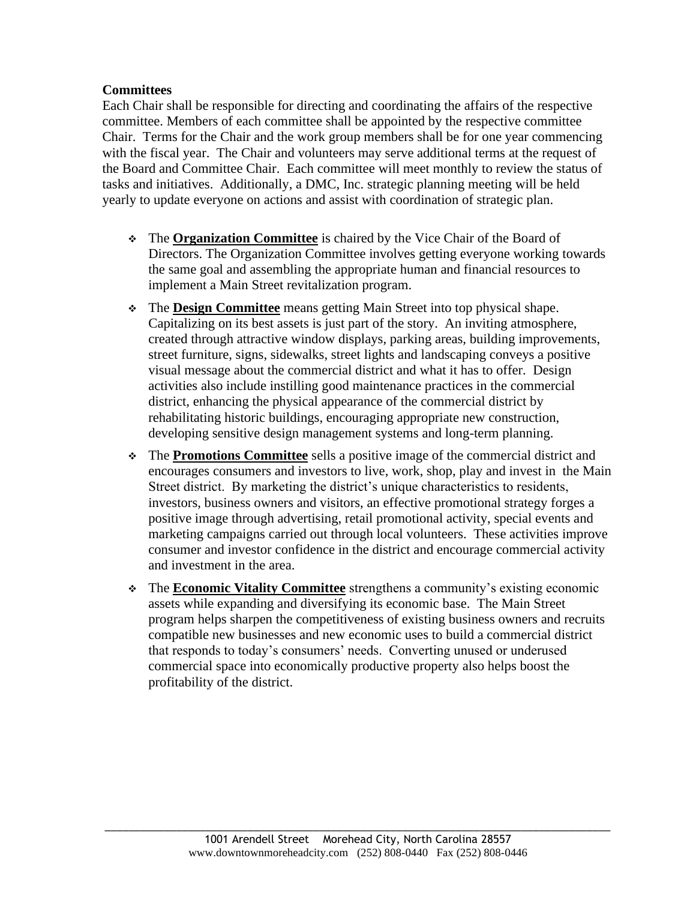**Committees**

Each Chair shall be responsible for directing and coordinating the affairs of the respective committee. Members of each committee shall be appointed by the respective committee Chair. Terms for the Chair and the work group members shall be for one year commencing with the fiscal year. The Chair and volunteers may serve additional terms at the request of the Board and Committee Chair. Each committee will meet monthly to review the status of tasks and initiatives. Additionally, a DMC, Inc. strategic planning meeting will be held yearly to update everyone on actions and assist with coordination of strategic plan.

- The **Organization Committee** is chaired by the Vice Chair of the Board of Directors. The Organization Committee involves getting everyone working towards the same goal and assembling the appropriate human and financial resources to implement a Main Street revitalization program.
- The **Design Committee** means getting Main Street into top physical shape. Capitalizing on its best assets is just part of the story. An inviting atmosphere, created through attractive window displays, parking areas, building improvements, street furniture, signs, sidewalks, street lights and landscaping conveys a positive visual message about the commercial district and what it has to offer. Design activities also include instilling good maintenance practices in the commercial district, enhancing the physical appearance of the commercial district by rehabilitating historic buildings, encouraging appropriate new construction, developing sensitive design management systems and long-term planning.
- The **Promotions Committee** sells a positive image of the commercial district and encourages consumers and investors to live, work, shop, play and invest in the Main Street district. By marketing the district's unique characteristics to residents, investors, business owners and visitors, an effective promotional strategy forges a positive image through advertising, retail promotional activity, special events and marketing campaigns carried out through local volunteers. These activities improve consumer and investor confidence in the district and encourage commercial activity and investment in the area.
- The **Economic Vitality Committee** strengthens a community's existing economic assets while expanding and diversifying its economic base. The Main Street program helps sharpen the competitiveness of existing business owners and recruits compatible new businesses and new economic uses to build a commercial district that responds to today's consumers' needs. Converting unused or underused commercial space into economically productive property also helps boost the profitability of the district.